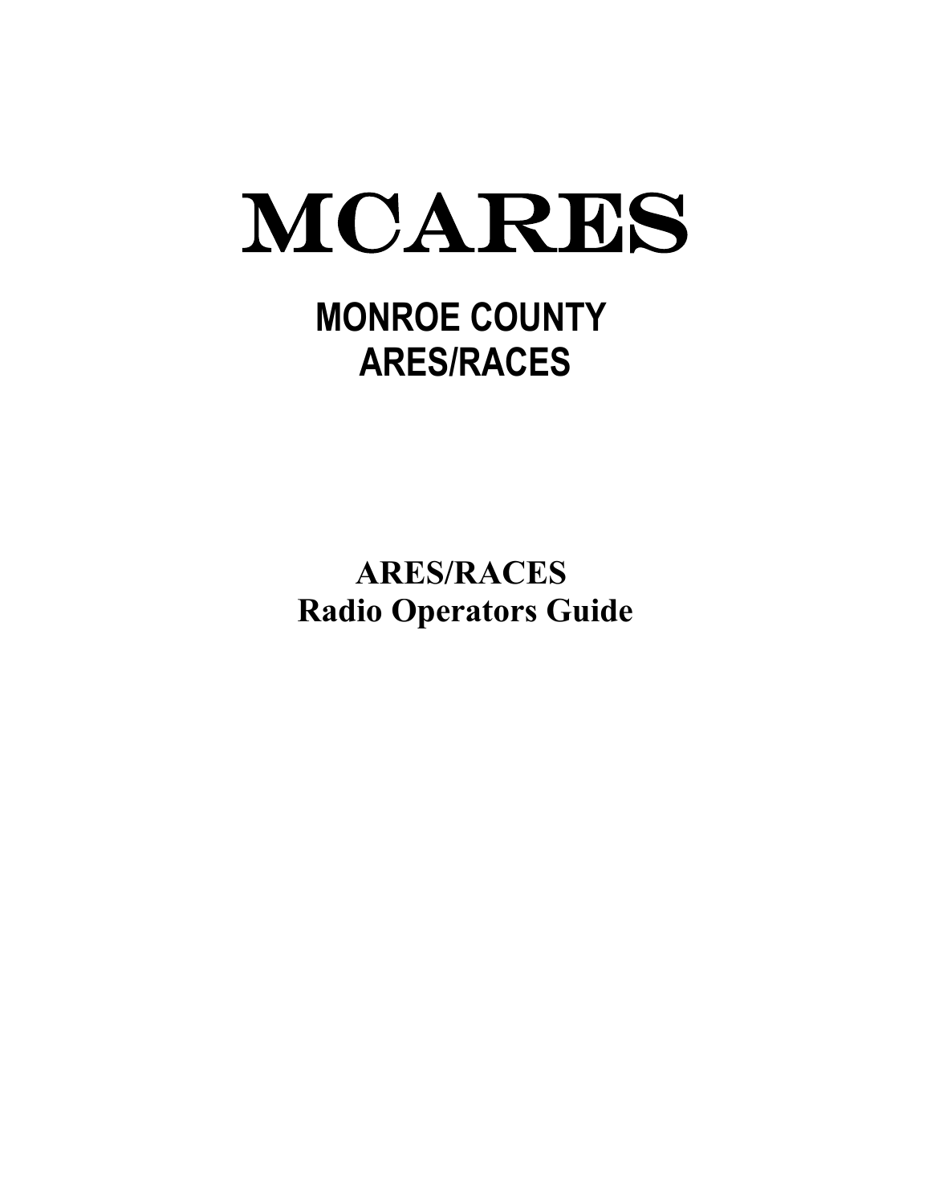# MCARES

## MONROE COUNTY
## ARES/RACES

**ARES/RACES**
**Radio Operators Guide**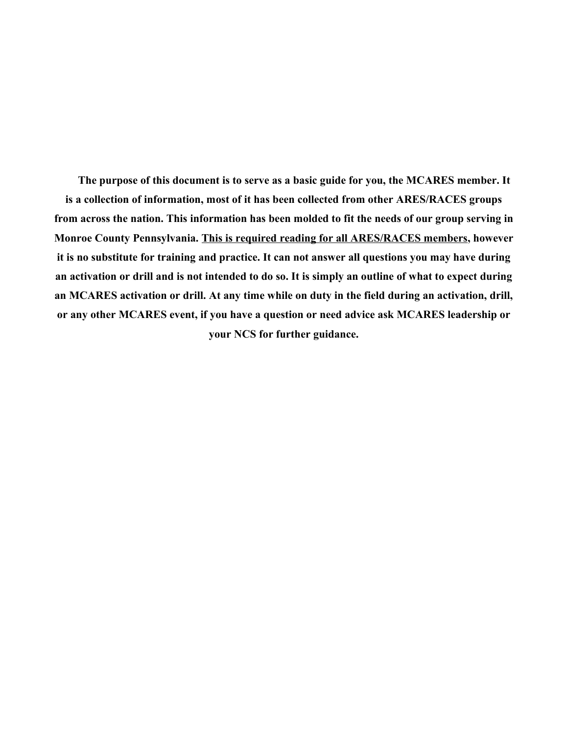**The purpose of this document is to serve as a basic guide for you, the MCARES member. It is a collection of information, most of it has been collected from other ARES/RACES groups from across the nation. This information has been molded to fit the needs of our group serving in Monroe County Pennsylvania. <u>This is required reading for all ARES/RACES members</u>, however it is no substitute for training and practice. It can not answer all questions you may have during an activation or drill and is not intended to do so. It is simply an outline of what to expect during an MCARES activation or drill. At any time while on duty in the field during an activation, drill, or any other MCARES event, if you have a question or need advice ask MCARES leadership or your NCS for further guidance.**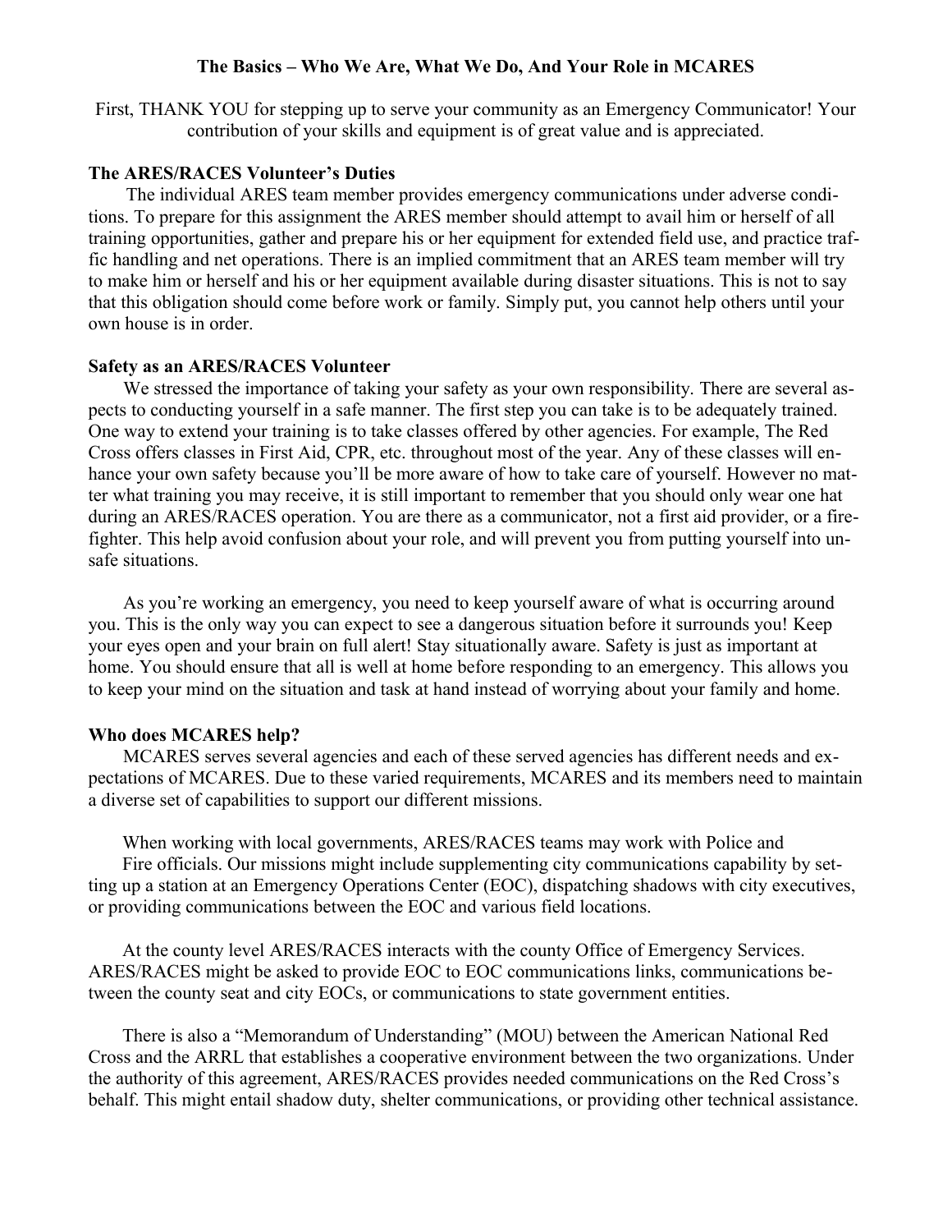## The Basics – Who We Are, What We Do, And Your Role in MCARES

First, THANK YOU for stepping up to serve your community as an Emergency Communicator! Your contribution of your skills and equipment is of great value and is appreciated.

### The ARES/RACES Volunteer's Duties

The individual ARES team member provides emergency communications under adverse conditions. To prepare for this assignment the ARES member should attempt to avail him or herself of all training opportunities, gather and prepare his or her equipment for extended field use, and practice traffic handling and net operations. There is an implied commitment that an ARES team member will try to make him or herself and his or her equipment available during disaster situations. This is not to say that this obligation should come before work or family. Simply put, you cannot help others until your own house is in order.

### Safety as an ARES/RACES Volunteer

We stressed the importance of taking your safety as your own responsibility. There are several aspects to conducting yourself in a safe manner. The first step you can take is to be adequately trained. One way to extend your training is to take classes offered by other agencies. For example, The Red Cross offers classes in First Aid, CPR, etc. throughout most of the year. Any of these classes will enhance your own safety because you'll be more aware of how to take care of yourself. However no matter what training you may receive, it is still important to remember that you should only wear one hat during an ARES/RACES operation. You are there as a communicator, not a first aid provider, or a firefighter. This help avoid confusion about your role, and will prevent you from putting yourself into unsafe situations.

As you're working an emergency, you need to keep yourself aware of what is occurring around you. This is the only way you can expect to see a dangerous situation before it surrounds you! Keep your eyes open and your brain on full alert! Stay situationally aware. Safety is just as important at home. You should ensure that all is well at home before responding to an emergency. This allows you to keep your mind on the situation and task at hand instead of worrying about your family and home.

### Who does MCARES help?

MCARES serves several agencies and each of these served agencies has different needs and expectations of MCARES. Due to these varied requirements, MCARES and its members need to maintain a diverse set of capabilities to support our different missions.

When working with local governments, ARES/RACES teams may work with Police and Fire officials. Our missions might include supplementing city communications capability by setting up a station at an Emergency Operations Center (EOC), dispatching shadows with city executives, or providing communications between the EOC and various field locations.

At the county level ARES/RACES interacts with the county Office of Emergency Services. ARES/RACES might be asked to provide EOC to EOC communications links, communications between the county seat and city EOCs, or communications to state government entities.

There is also a "Memorandum of Understanding" (MOU) between the American National Red Cross and the ARRL that establishes a cooperative environment between the two organizations. Under the authority of this agreement, ARES/RACES provides needed communications on the Red Cross's behalf. This might entail shadow duty, shelter communications, or providing other technical assistance.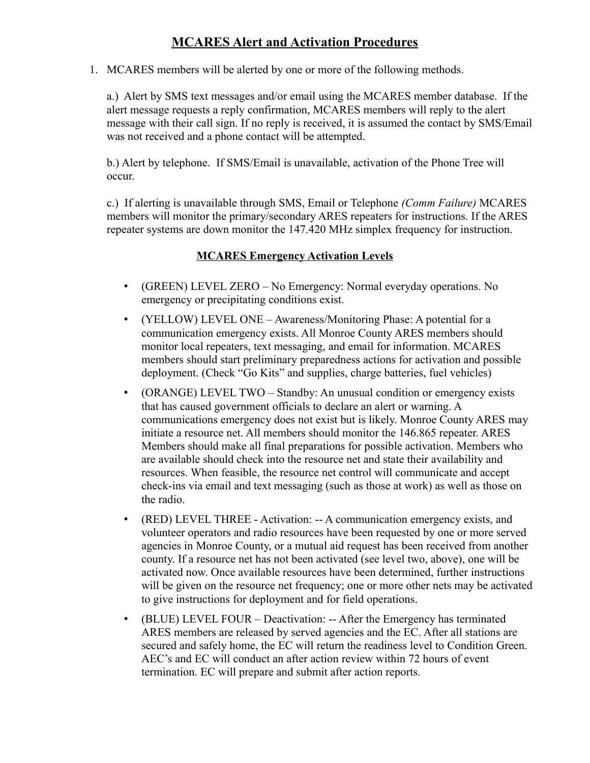# MCARES Alert and Activation Procedures

1. MCARES members will be alerted by one or more of the following methods.

   a.) Alert by SMS text messages and/or email using the MCARES member database. If the alert message requests a reply confirmation, MCARES members will reply to the alert message with their call sign. If no reply is received, it is assumed the contact by SMS/Email was not received and a phone contact will be attempted.

   b.) Alert by telephone. If SMS/Email is unavailable, activation of the Phone Tree will occur.

   c.) If alerting is unavailable through SMS, Email or Telephone *(Comm Failure)* MCARES members will monitor the primary/secondary ARES repeaters for instructions. If the ARES repeater systems are down monitor the 147.420 MHz simplex frequency for instruction.

## MCARES Emergency Activation Levels

- (GREEN) LEVEL ZERO – No Emergency: Normal everyday operations. No emergency or precipitating conditions exist.
- (YELLOW) LEVEL ONE – Awareness/Monitoring Phase: A potential for a communication emergency exists. All Monroe County ARES members should monitor local repeaters, text messaging, and email for information. MCARES members should start preliminary preparedness actions for activation and possible deployment. (Check "Go Kits" and supplies, charge batteries, fuel vehicles)
- (ORANGE) LEVEL TWO – Standby: An unusual condition or emergency exists that has caused government officials to declare an alert or warning. A communications emergency does not exist but is likely. Monroe County ARES may initiate a resource net. All members should monitor the 146.865 repeater. ARES Members should make all final preparations for possible activation. Members who are available should check into the resource net and state their availability and resources. When feasible, the resource net control will communicate and accept check-ins via email and text messaging (such as those at work) as well as those on the radio.
- (RED) LEVEL THREE - Activation: -- A communication emergency exists, and volunteer operators and radio resources have been requested by one or more served agencies in Monroe County, or a mutual aid request has been received from another county. If a resource net has not been activated (see level two, above), one will be activated now. Once available resources have been determined, further instructions will be given on the resource net frequency; one or more other nets may be activated to give instructions for deployment and for field operations.
- (BLUE) LEVEL FOUR – Deactivation: -- After the Emergency has terminated ARES members are released by served agencies and the EC. After all stations are secured and safely home, the EC will return the readiness level to Condition Green. AEC's and EC will conduct an after action review within 72 hours of event termination. EC will prepare and submit after action reports.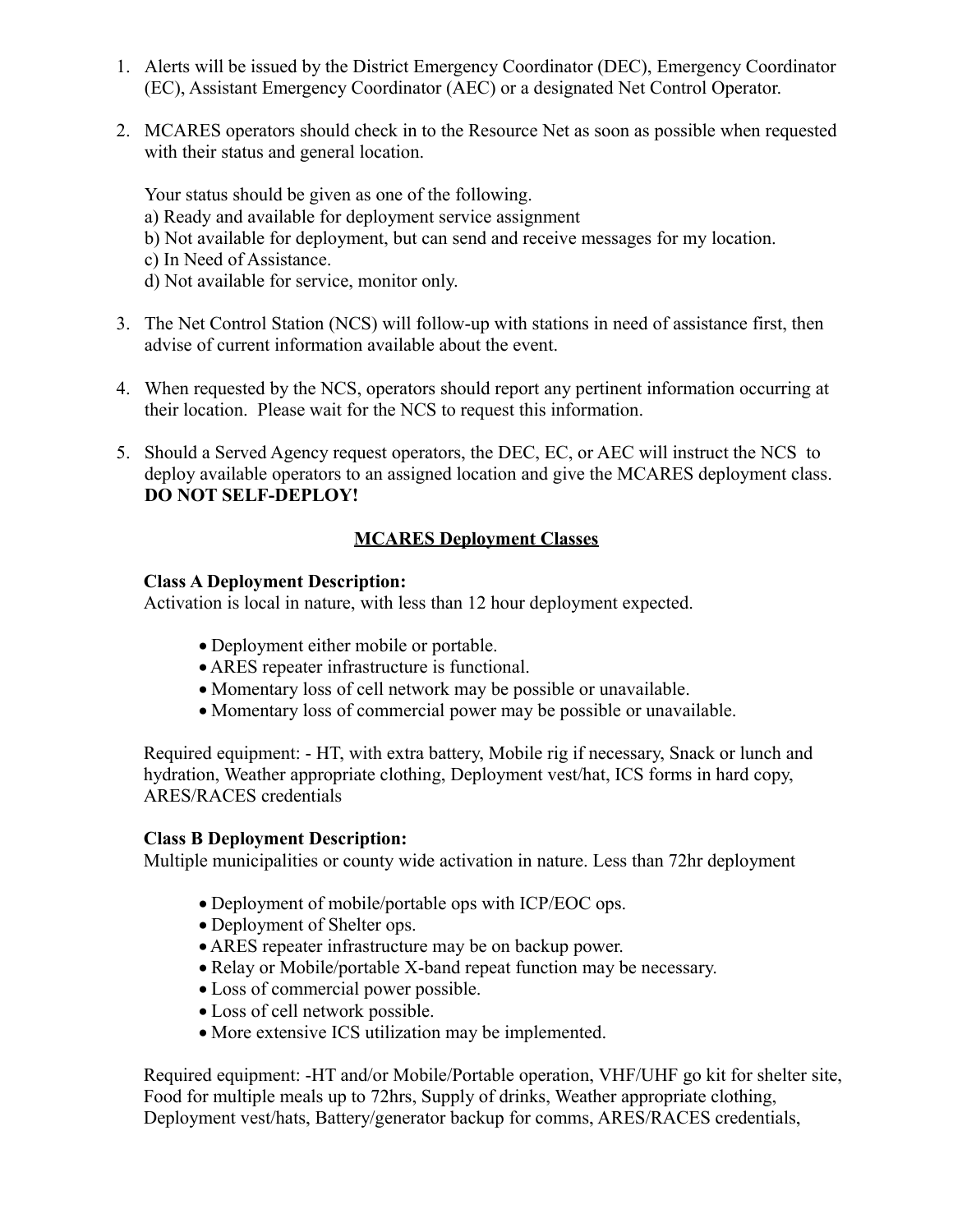1. Alerts will be issued by the District Emergency Coordinator (DEC), Emergency Coordinator (EC), Assistant Emergency Coordinator (AEC) or a designated Net Control Operator.

2. MCARES operators should check in to the Resource Net as soon as possible when requested with their status and general location.

   Your status should be given as one of the following.
   a) Ready and available for deployment service assignment
   b) Not available for deployment, but can send and receive messages for my location.
   c) In Need of Assistance.
   d) Not available for service, monitor only.

3. The Net Control Station (NCS) will follow-up with stations in need of assistance first, then advise of current information available about the event.

4. When requested by the NCS, operators should report any pertinent information occurring at their location. Please wait for the NCS to request this information.

5. Should a Served Agency request operators, the DEC, EC, or AEC will instruct the NCS to deploy available operators to an assigned location and give the MCARES deployment class. **DO NOT SELF-DEPLOY!**

## MCARES Deployment Classes

**Class A Deployment Description:**
Activation is local in nature, with less than 12 hour deployment expected.

- Deployment either mobile or portable.
- ARES repeater infrastructure is functional.
- Momentary loss of cell network may be possible or unavailable.
- Momentary loss of commercial power may be possible or unavailable.

Required equipment: - HT, with extra battery, Mobile rig if necessary, Snack or lunch and hydration, Weather appropriate clothing, Deployment vest/hat, ICS forms in hard copy, ARES/RACES credentials

**Class B Deployment Description:**
Multiple municipalities or county wide activation in nature. Less than 72hr deployment

- Deployment of mobile/portable ops with ICP/EOC ops.
- Deployment of Shelter ops.
- ARES repeater infrastructure may be on backup power.
- Relay or Mobile/portable X-band repeat function may be necessary.
- Loss of commercial power possible.
- Loss of cell network possible.
- More extensive ICS utilization may be implemented.

Required equipment: -HT and/or Mobile/Portable operation, VHF/UHF go kit for shelter site, Food for multiple meals up to 72hrs, Supply of drinks, Weather appropriate clothing, Deployment vest/hats, Battery/generator backup for comms, ARES/RACES credentials,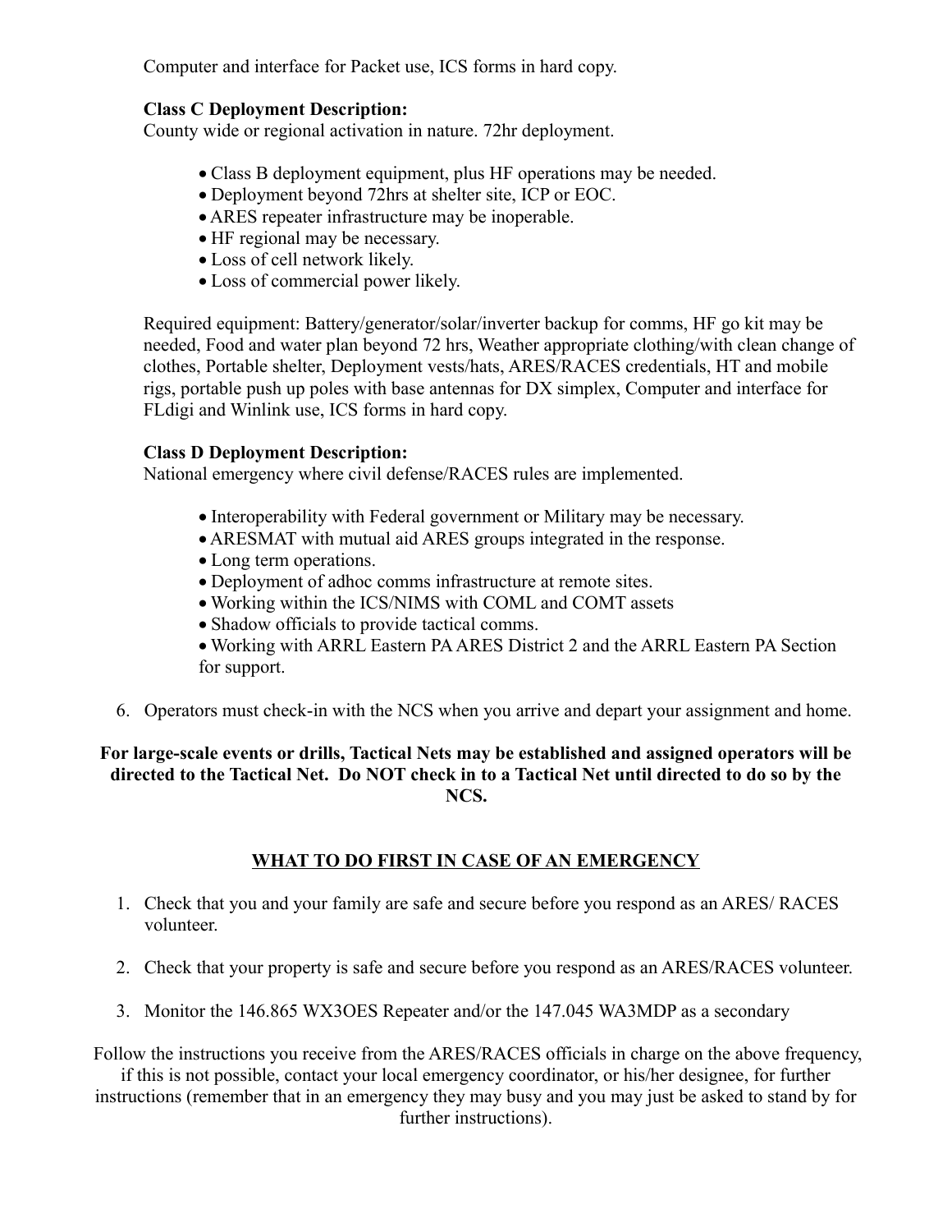Computer and interface for Packet use, ICS forms in hard copy.

**Class C Deployment Description:**
County wide or regional activation in nature. 72hr deployment.

- Class B deployment equipment, plus HF operations may be needed.
- Deployment beyond 72hrs at shelter site, ICP or EOC.
- ARES repeater infrastructure may be inoperable.
- HF regional may be necessary.
- Loss of cell network likely.
- Loss of commercial power likely.

Required equipment: Battery/generator/solar/inverter backup for comms, HF go kit may be needed, Food and water plan beyond 72 hrs, Weather appropriate clothing/with clean change of clothes, Portable shelter, Deployment vests/hats, ARES/RACES credentials, HT and mobile rigs, portable push up poles with base antennas for DX simplex, Computer and interface for FLdigi and Winlink use, ICS forms in hard copy.

**Class D Deployment Description:**
National emergency where civil defense/RACES rules are implemented.

- Interoperability with Federal government or Military may be necessary.
- ARESMAT with mutual aid ARES groups integrated in the response.
- Long term operations.
- Deployment of adhoc comms infrastructure at remote sites.
- Working within the ICS/NIMS with COML and COMT assets
- Shadow officials to provide tactical comms.
- Working with ARRL Eastern PA ARES District 2 and the ARRL Eastern PA Section for support.

6. Operators must check-in with the NCS when you arrive and depart your assignment and home.

**For large-scale events or drills, Tactical Nets may be established and assigned operators will be directed to the Tactical Net. Do NOT check in to a Tactical Net until directed to do so by the NCS.**

## WHAT TO DO FIRST IN CASE OF AN EMERGENCY

1. Check that you and your family are safe and secure before you respond as an ARES/ RACES volunteer.

2. Check that your property is safe and secure before you respond as an ARES/RACES volunteer.

3. Monitor the 146.865 WX3OES Repeater and/or the 147.045 WA3MDP as a secondary

Follow the instructions you receive from the ARES/RACES officials in charge on the above frequency, if this is not possible, contact your local emergency coordinator, or his/her designee, for further instructions (remember that in an emergency they may busy and you may just be asked to stand by for further instructions).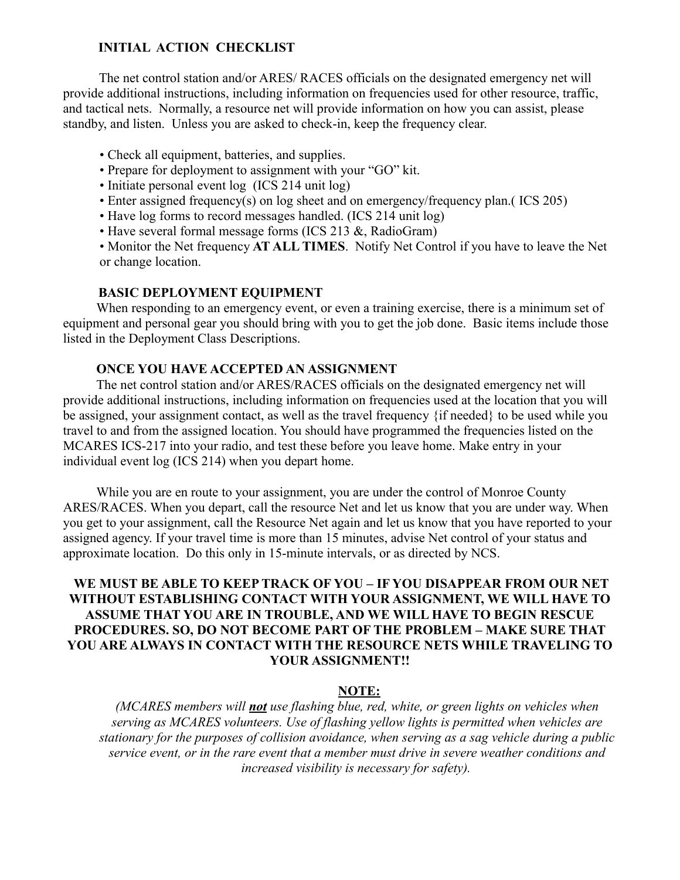### INITIAL ACTION CHECKLIST

The net control station and/or ARES/ RACES officials on the designated emergency net will provide additional instructions, including information on frequencies used for other resource, traffic, and tactical nets. Normally, a resource net will provide information on how you can assist, please standby, and listen. Unless you are asked to check-in, keep the frequency clear.

- Check all equipment, batteries, and supplies.
- Prepare for deployment to assignment with your "GO" kit.
- Initiate personal event log (ICS 214 unit log)
- Enter assigned frequency(s) on log sheet and on emergency/frequency plan.( ICS 205)
- Have log forms to record messages handled. (ICS 214 unit log)
- Have several formal message forms (ICS 213 &, RadioGram)
- Monitor the Net frequency **AT ALL TIMES**. Notify Net Control if you have to leave the Net or change location.

### BASIC DEPLOYMENT EQUIPMENT

When responding to an emergency event, or even a training exercise, there is a minimum set of equipment and personal gear you should bring with you to get the job done. Basic items include those listed in the Deployment Class Descriptions.

### ONCE YOU HAVE ACCEPTED AN ASSIGNMENT

The net control station and/or ARES/RACES officials on the designated emergency net will provide additional instructions, including information on frequencies used at the location that you will be assigned, your assignment contact, as well as the travel frequency {if needed} to be used while you travel to and from the assigned location. You should have programmed the frequencies listed on the MCARES ICS-217 into your radio, and test these before you leave home. Make entry in your individual event log (ICS 214) when you depart home.

While you are en route to your assignment, you are under the control of Monroe County ARES/RACES. When you depart, call the resource Net and let us know that you are under way. When you get to your assignment, call the Resource Net again and let us know that you have reported to your assigned agency. If your travel time is more than 15 minutes, advise Net control of your status and approximate location. Do this only in 15-minute intervals, or as directed by NCS.

**WE MUST BE ABLE TO KEEP TRACK OF YOU – IF YOU DISAPPEAR FROM OUR NET WITHOUT ESTABLISHING CONTACT WITH YOUR ASSIGNMENT, WE WILL HAVE TO ASSUME THAT YOU ARE IN TROUBLE, AND WE WILL HAVE TO BEGIN RESCUE PROCEDURES. SO, DO NOT BECOME PART OF THE PROBLEM – MAKE SURE THAT YOU ARE ALWAYS IN CONTACT WITH THE RESOURCE NETS WHILE TRAVELING TO YOUR ASSIGNMENT!!**

**NOTE:**

*(MCARES members will **not** use flashing blue, red, white, or green lights on vehicles when serving as MCARES volunteers. Use of flashing yellow lights is permitted when vehicles are stationary for the purposes of collision avoidance, when serving as a sag vehicle during a public service event, or in the rare event that a member must drive in severe weather conditions and increased visibility is necessary for safety).*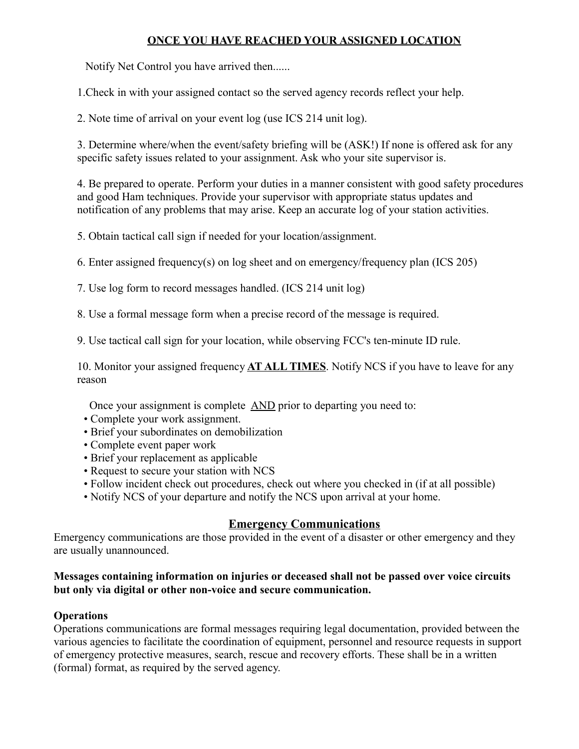## ONCE YOU HAVE REACHED YOUR ASSIGNED LOCATION

Notify Net Control you have arrived then......

1. Check in with your assigned contact so the served agency records reflect your help.

2. Note time of arrival on your event log (use ICS 214 unit log).

3. Determine where/when the event/safety briefing will be (ASK!) If none is offered ask for any specific safety issues related to your assignment. Ask who your site supervisor is.

4. Be prepared to operate. Perform your duties in a manner consistent with good safety procedures and good Ham techniques. Provide your supervisor with appropriate status updates and notification of any problems that may arise. Keep an accurate log of your station activities.

5. Obtain tactical call sign if needed for your location/assignment.

6. Enter assigned frequency(s) on log sheet and on emergency/frequency plan (ICS 205)

7. Use log form to record messages handled. (ICS 214 unit log)

8. Use a formal message form when a precise record of the message is required.

9. Use tactical call sign for your location, while observing FCC's ten-minute ID rule.

10. Monitor your assigned frequency **AT ALL TIMES**. Notify NCS if you have to leave for any reason

Once your assignment is complete AND prior to departing you need to:

- Complete your work assignment.
- Brief your subordinates on demobilization
- Complete event paper work
- Brief your replacement as applicable
- Request to secure your station with NCS
- Follow incident check out procedures, check out where you checked in (if at all possible)
- Notify NCS of your departure and notify the NCS upon arrival at your home.

## Emergency Communications

Emergency communications are those provided in the event of a disaster or other emergency and they are usually unannounced.

**Messages containing information on injuries or deceased shall not be passed over voice circuits but only via digital or other non-voice and secure communication.**

### Operations

Operations communications are formal messages requiring legal documentation, provided between the various agencies to facilitate the coordination of equipment, personnel and resource requests in support of emergency protective measures, search, rescue and recovery efforts. These shall be in a written (formal) format, as required by the served agency.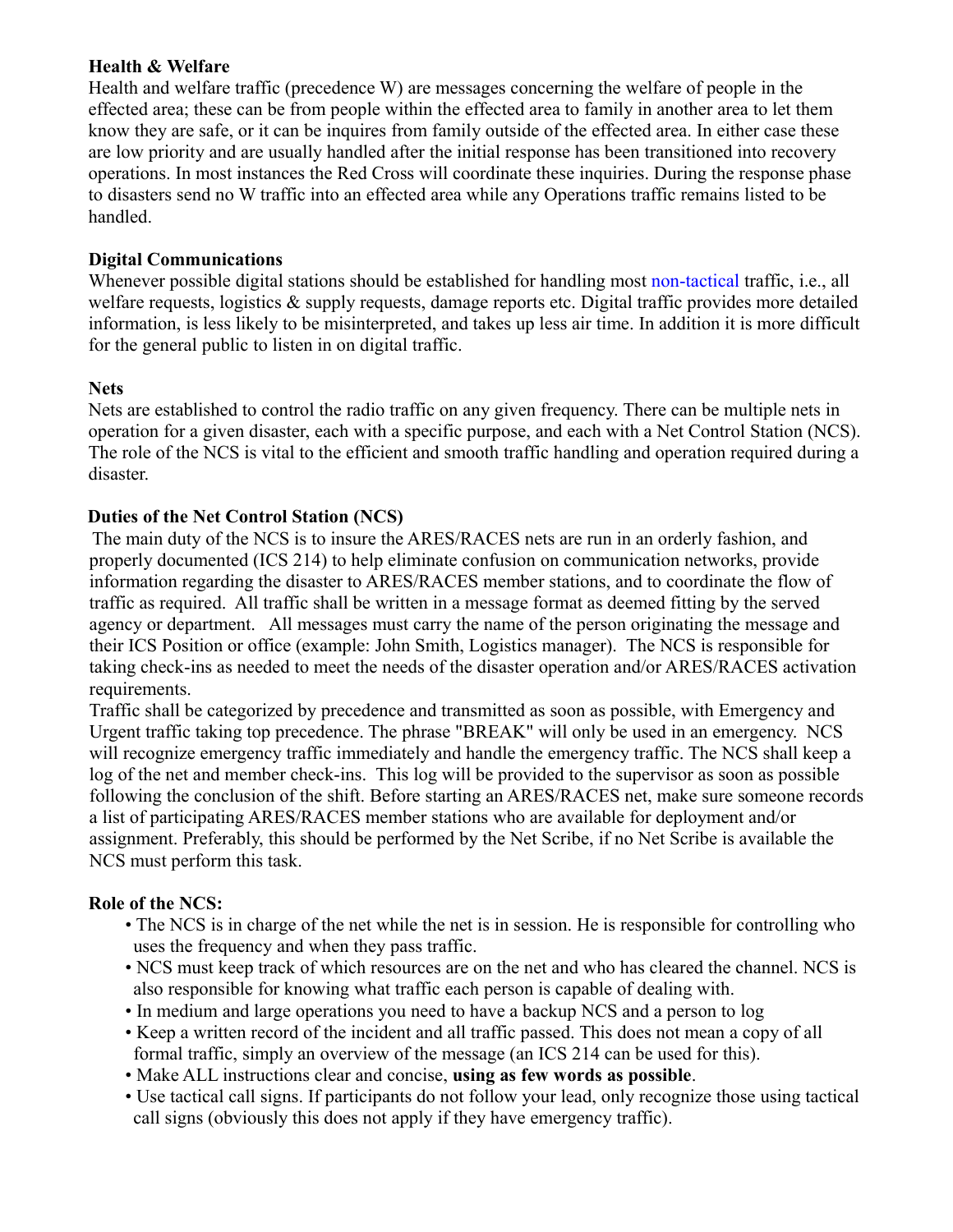**Health & Welfare**

Health and welfare traffic (precedence W) are messages concerning the welfare of people in the effected area; these can be from people within the effected area to family in another area to let them know they are safe, or it can be inquires from family outside of the effected area. In either case these are low priority and are usually handled after the initial response has been transitioned into recovery operations. In most instances the Red Cross will coordinate these inquiries. During the response phase to disasters send no W traffic into an effected area while any Operations traffic remains listed to be handled.

**Digital Communications**

Whenever possible digital stations should be established for handling most non-tactical traffic, i.e., all welfare requests, logistics & supply requests, damage reports etc. Digital traffic provides more detailed information, is less likely to be misinterpreted, and takes up less air time. In addition it is more difficult for the general public to listen in on digital traffic.

**Nets**

Nets are established to control the radio traffic on any given frequency. There can be multiple nets in operation for a given disaster, each with a specific purpose, and each with a Net Control Station (NCS). The role of the NCS is vital to the efficient and smooth traffic handling and operation required during a disaster.

**Duties of the Net Control Station (NCS)**

The main duty of the NCS is to insure the ARES/RACES nets are run in an orderly fashion, and properly documented (ICS 214) to help eliminate confusion on communication networks, provide information regarding the disaster to ARES/RACES member stations, and to coordinate the flow of traffic as required. All traffic shall be written in a message format as deemed fitting by the served agency or department. All messages must carry the name of the person originating the message and their ICS Position or office (example: John Smith, Logistics manager). The NCS is responsible for taking check-ins as needed to meet the needs of the disaster operation and/or ARES/RACES activation requirements.

Traffic shall be categorized by precedence and transmitted as soon as possible, with Emergency and Urgent traffic taking top precedence. The phrase "BREAK" will only be used in an emergency. NCS will recognize emergency traffic immediately and handle the emergency traffic. The NCS shall keep a log of the net and member check-ins. This log will be provided to the supervisor as soon as possible following the conclusion of the shift. Before starting an ARES/RACES net, make sure someone records a list of participating ARES/RACES member stations who are available for deployment and/or assignment. Preferably, this should be performed by the Net Scribe, if no Net Scribe is available the NCS must perform this task.

**Role of the NCS:**

- The NCS is in charge of the net while the net is in session. He is responsible for controlling who uses the frequency and when they pass traffic.
- NCS must keep track of which resources are on the net and who has cleared the channel. NCS is also responsible for knowing what traffic each person is capable of dealing with.
- In medium and large operations you need to have a backup NCS and a person to log
- Keep a written record of the incident and all traffic passed. This does not mean a copy of all formal traffic, simply an overview of the message (an ICS 214 can be used for this).
- Make ALL instructions clear and concise, **using as few words as possible**.
- Use tactical call signs. If participants do not follow your lead, only recognize those using tactical call signs (obviously this does not apply if they have emergency traffic).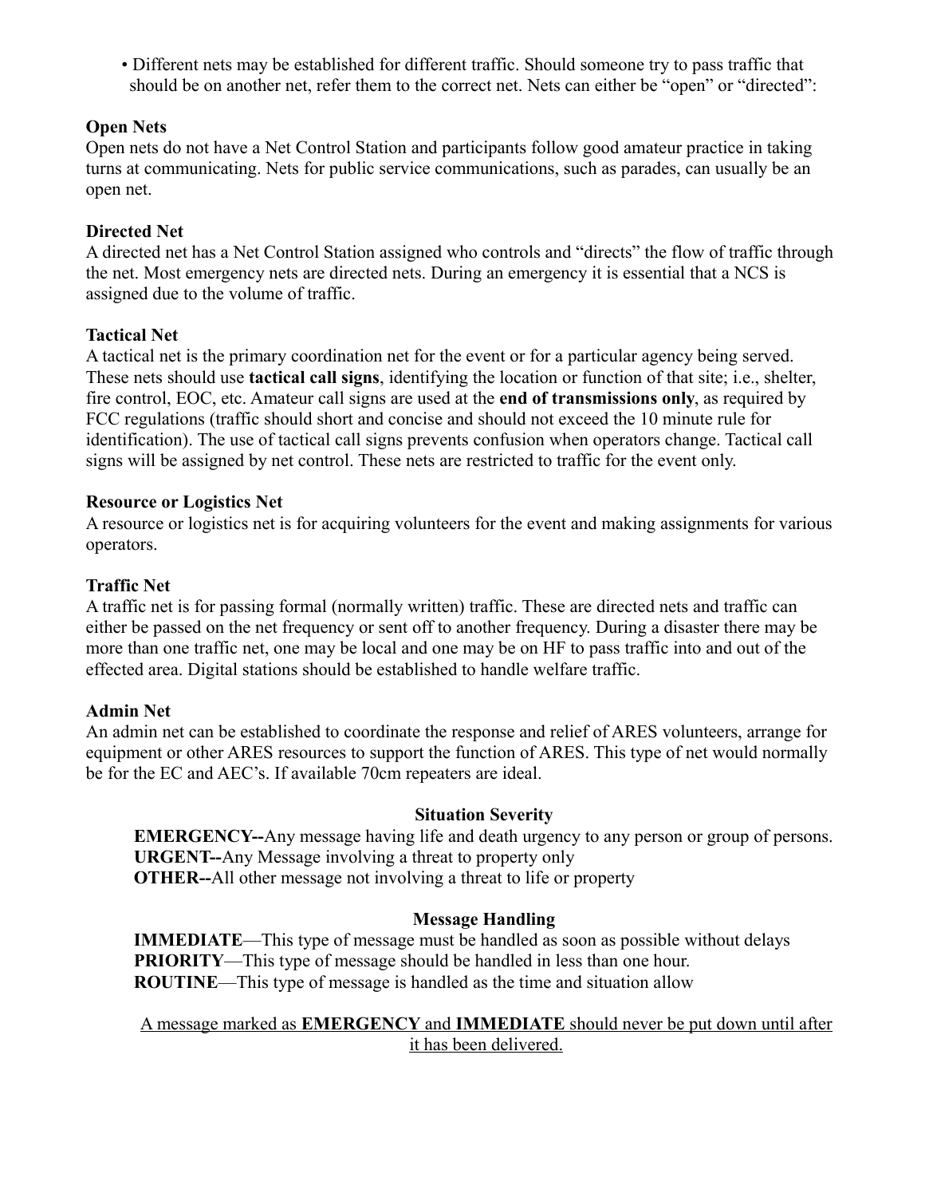- Different nets may be established for different traffic. Should someone try to pass traffic that should be on another net, refer them to the correct net. Nets can either be "open" or "directed":

**Open Nets**
Open nets do not have a Net Control Station and participants follow good amateur practice in taking turns at communicating. Nets for public service communications, such as parades, can usually be an open net.

**Directed Net**
A directed net has a Net Control Station assigned who controls and "directs" the flow of traffic through the net. Most emergency nets are directed nets. During an emergency it is essential that a NCS is assigned due to the volume of traffic.

**Tactical Net**
A tactical net is the primary coordination net for the event or for a particular agency being served. These nets should use **tactical call signs**, identifying the location or function of that site; i.e., shelter, fire control, EOC, etc. Amateur call signs are used at the **end of transmissions only**, as required by FCC regulations (traffic should short and concise and should not exceed the 10 minute rule for identification). The use of tactical call signs prevents confusion when operators change. Tactical call signs will be assigned by net control. These nets are restricted to traffic for the event only.

**Resource or Logistics Net**
A resource or logistics net is for acquiring volunteers for the event and making assignments for various operators.

**Traffic Net**
A traffic net is for passing formal (normally written) traffic. These are directed nets and traffic can either be passed on the net frequency or sent off to another frequency. During a disaster there may be more than one traffic net, one may be local and one may be on HF to pass traffic into and out of the effected area. Digital stations should be established to handle welfare traffic.

**Admin Net**
An admin net can be established to coordinate the response and relief of ARES volunteers, arrange for equipment or other ARES resources to support the function of ARES. This type of net would normally be for the EC and AEC's. If available 70cm repeaters are ideal.

**Situation Severity**

**EMERGENCY--**Any message having life and death urgency to any person or group of persons.
**URGENT--**Any Message involving a threat to property only
**OTHER--**All other message not involving a threat to life or property

**Message Handling**

**IMMEDIATE**—This type of message must be handled as soon as possible without delays
**PRIORITY**—This type of message should be handled in less than one hour.
**ROUTINE**—This type of message is handled as the time and situation allow

<u>A message marked as **EMERGENCY** and **IMMEDIATE** should never be put down until after it has been delivered.</u>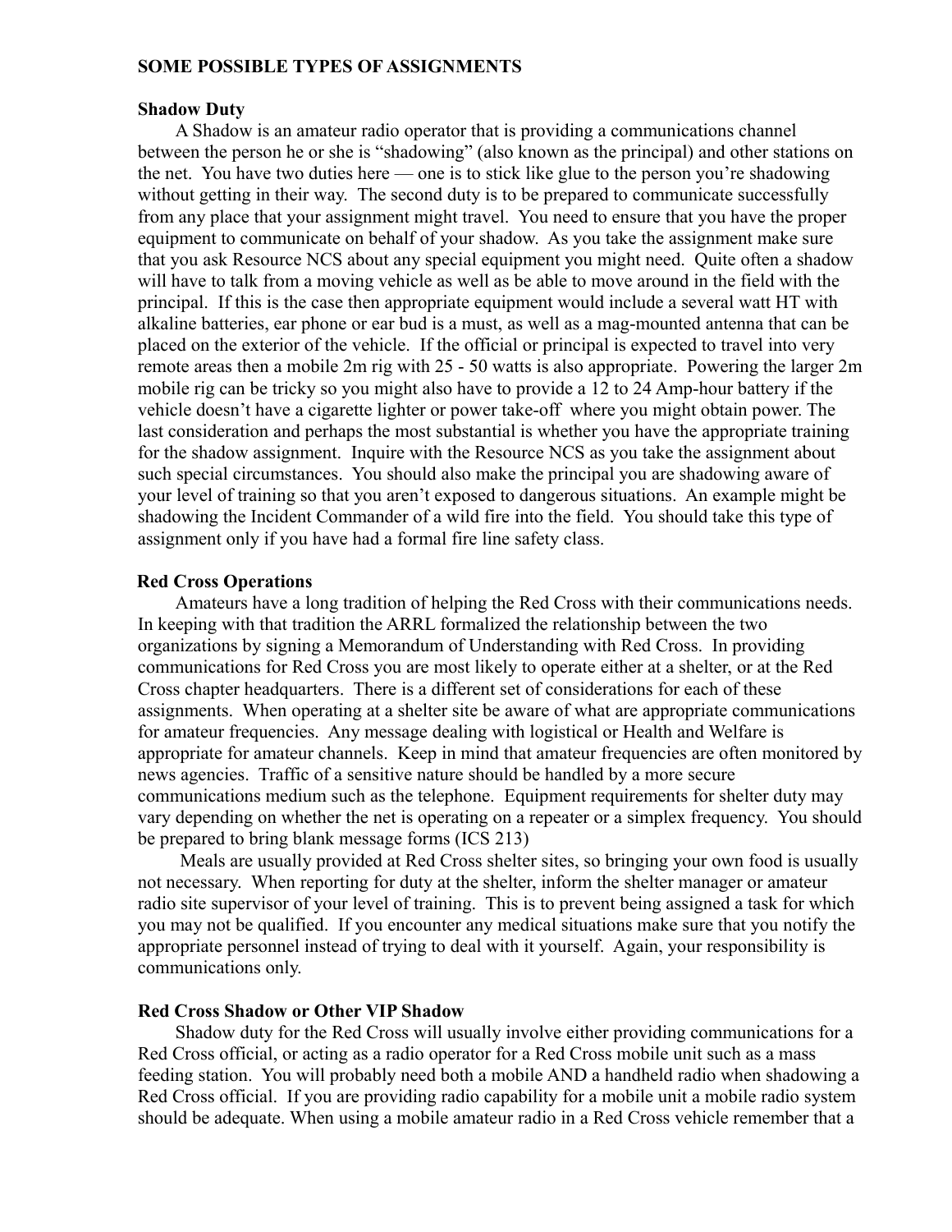## SOME POSSIBLE TYPES OF ASSIGNMENTS

### Shadow Duty

A Shadow is an amateur radio operator that is providing a communications channel between the person he or she is "shadowing" (also known as the principal) and other stations on the net. You have two duties here — one is to stick like glue to the person you're shadowing without getting in their way. The second duty is to be prepared to communicate successfully from any place that your assignment might travel. You need to ensure that you have the proper equipment to communicate on behalf of your shadow. As you take the assignment make sure that you ask Resource NCS about any special equipment you might need. Quite often a shadow will have to talk from a moving vehicle as well as be able to move around in the field with the principal. If this is the case then appropriate equipment would include a several watt HT with alkaline batteries, ear phone or ear bud is a must, as well as a mag-mounted antenna that can be placed on the exterior of the vehicle. If the official or principal is expected to travel into very remote areas then a mobile 2m rig with 25 - 50 watts is also appropriate. Powering the larger 2m mobile rig can be tricky so you might also have to provide a 12 to 24 Amp-hour battery if the vehicle doesn't have a cigarette lighter or power take-off where you might obtain power. The last consideration and perhaps the most substantial is whether you have the appropriate training for the shadow assignment. Inquire with the Resource NCS as you take the assignment about such special circumstances. You should also make the principal you are shadowing aware of your level of training so that you aren't exposed to dangerous situations. An example might be shadowing the Incident Commander of a wild fire into the field. You should take this type of assignment only if you have had a formal fire line safety class.

### Red Cross Operations

Amateurs have a long tradition of helping the Red Cross with their communications needs. In keeping with that tradition the ARRL formalized the relationship between the two organizations by signing a Memorandum of Understanding with Red Cross. In providing communications for Red Cross you are most likely to operate either at a shelter, or at the Red Cross chapter headquarters. There is a different set of considerations for each of these assignments. When operating at a shelter site be aware of what are appropriate communications for amateur frequencies. Any message dealing with logistical or Health and Welfare is appropriate for amateur channels. Keep in mind that amateur frequencies are often monitored by news agencies. Traffic of a sensitive nature should be handled by a more secure communications medium such as the telephone. Equipment requirements for shelter duty may vary depending on whether the net is operating on a repeater or a simplex frequency. You should be prepared to bring blank message forms (ICS 213)

Meals are usually provided at Red Cross shelter sites, so bringing your own food is usually not necessary. When reporting for duty at the shelter, inform the shelter manager or amateur radio site supervisor of your level of training. This is to prevent being assigned a task for which you may not be qualified. If you encounter any medical situations make sure that you notify the appropriate personnel instead of trying to deal with it yourself. Again, your responsibility is communications only.

### Red Cross Shadow or Other VIP Shadow

Shadow duty for the Red Cross will usually involve either providing communications for a Red Cross official, or acting as a radio operator for a Red Cross mobile unit such as a mass feeding station. You will probably need both a mobile AND a handheld radio when shadowing a Red Cross official. If you are providing radio capability for a mobile unit a mobile radio system should be adequate. When using a mobile amateur radio in a Red Cross vehicle remember that a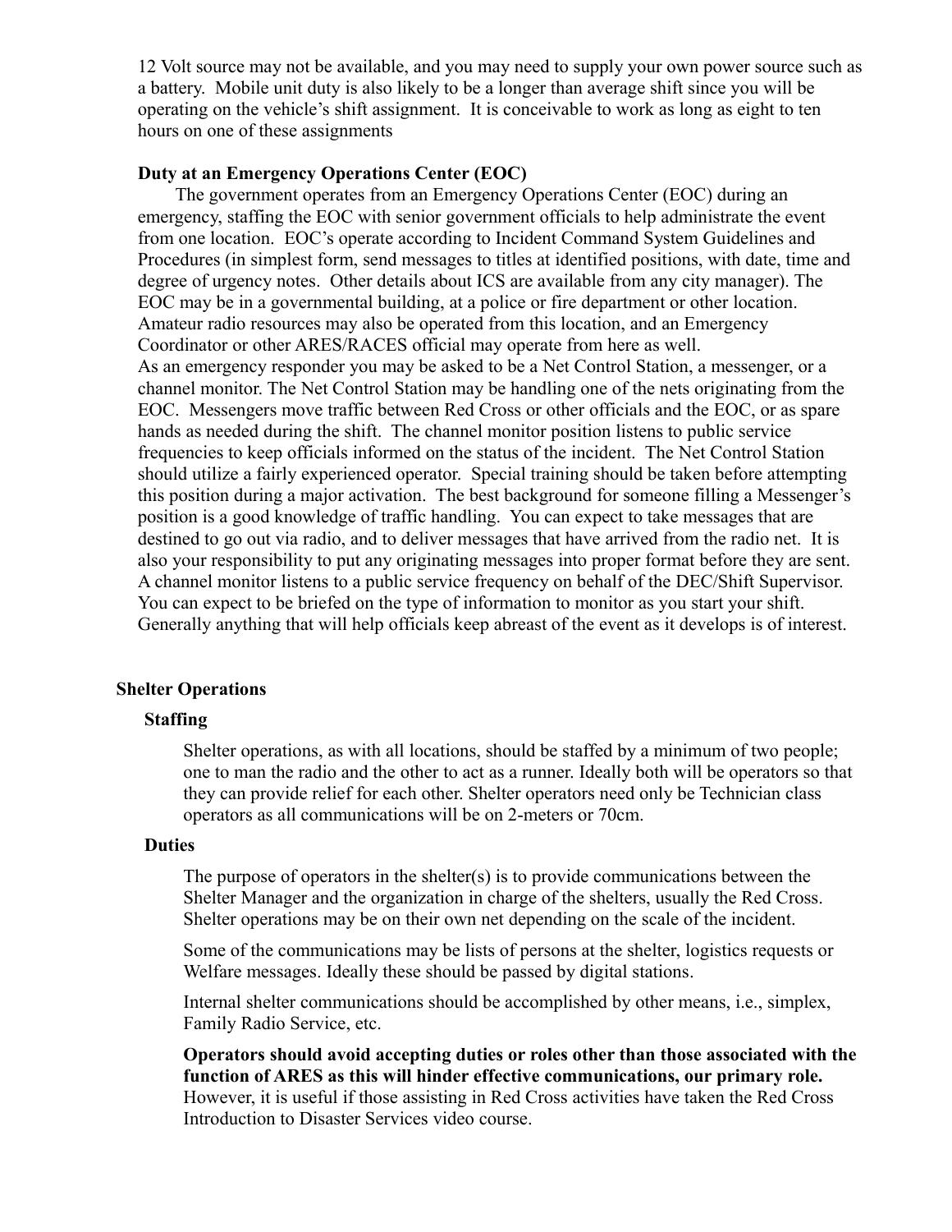12 Volt source may not be available, and you may need to supply your own power source such as a battery. Mobile unit duty is also likely to be a longer than average shift since you will be operating on the vehicle's shift assignment. It is conceivable to work as long as eight to ten hours on one of these assignments

### Duty at an Emergency Operations Center (EOC)

The government operates from an Emergency Operations Center (EOC) during an emergency, staffing the EOC with senior government officials to help administrate the event from one location. EOC's operate according to Incident Command System Guidelines and Procedures (in simplest form, send messages to titles at identified positions, with date, time and degree of urgency notes. Other details about ICS are available from any city manager). The EOC may be in a governmental building, at a police or fire department or other location. Amateur radio resources may also be operated from this location, and an Emergency Coordinator or other ARES/RACES official may operate from here as well.

As an emergency responder you may be asked to be a Net Control Station, a messenger, or a channel monitor. The Net Control Station may be handling one of the nets originating from the EOC. Messengers move traffic between Red Cross or other officials and the EOC, or as spare hands as needed during the shift. The channel monitor position listens to public service frequencies to keep officials informed on the status of the incident. The Net Control Station should utilize a fairly experienced operator. Special training should be taken before attempting this position during a major activation. The best background for someone filling a Messenger's position is a good knowledge of traffic handling. You can expect to take messages that are destined to go out via radio, and to deliver messages that have arrived from the radio net. It is also your responsibility to put any originating messages into proper format before they are sent. A channel monitor listens to a public service frequency on behalf of the DEC/Shift Supervisor. You can expect to be briefed on the type of information to monitor as you start your shift. Generally anything that will help officials keep abreast of the event as it develops is of interest.

## Shelter Operations

### Staffing

Shelter operations, as with all locations, should be staffed by a minimum of two people; one to man the radio and the other to act as a runner. Ideally both will be operators so that they can provide relief for each other. Shelter operators need only be Technician class operators as all communications will be on 2-meters or 70cm.

### Duties

The purpose of operators in the shelter(s) is to provide communications between the Shelter Manager and the organization in charge of the shelters, usually the Red Cross. Shelter operations may be on their own net depending on the scale of the incident.

Some of the communications may be lists of persons at the shelter, logistics requests or Welfare messages. Ideally these should be passed by digital stations.

Internal shelter communications should be accomplished by other means, i.e., simplex, Family Radio Service, etc.

**Operators should avoid accepting duties or roles other than those associated with the function of ARES as this will hinder effective communications, our primary role.** However, it is useful if those assisting in Red Cross activities have taken the Red Cross Introduction to Disaster Services video course.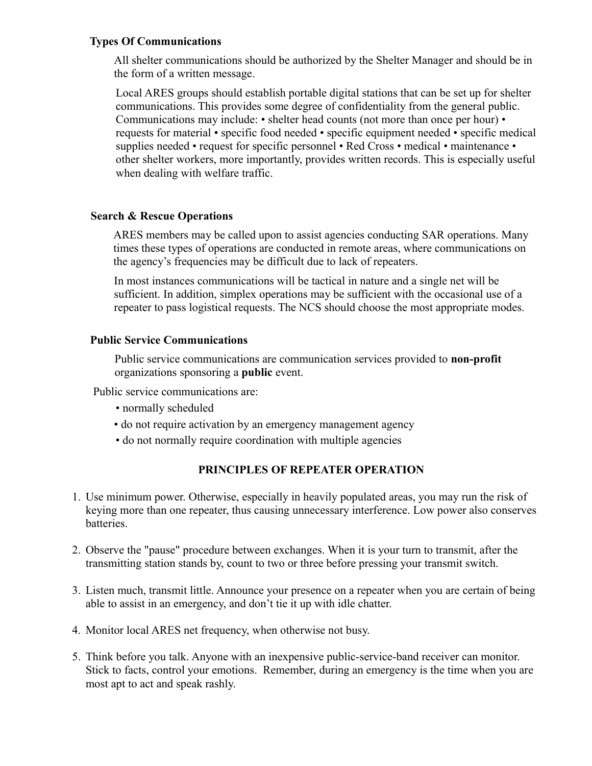### Types Of Communications

All shelter communications should be authorized by the Shelter Manager and should be in the form of a written message.

Local ARES groups should establish portable digital stations that can be set up for shelter communications. This provides some degree of confidentiality from the general public. Communications may include: • shelter head counts (not more than once per hour) • requests for material • specific food needed • specific equipment needed • specific medical supplies needed • request for specific personnel • Red Cross • medical • maintenance • other shelter workers, more importantly, provides written records. This is especially useful when dealing with welfare traffic.

### Search & Rescue Operations

ARES members may be called upon to assist agencies conducting SAR operations. Many times these types of operations are conducted in remote areas, where communications on the agency's frequencies may be difficult due to lack of repeaters.

In most instances communications will be tactical in nature and a single net will be sufficient. In addition, simplex operations may be sufficient with the occasional use of a repeater to pass logistical requests. The NCS should choose the most appropriate modes.

### Public Service Communications

Public service communications are communication services provided to **non-profit** organizations sponsoring a **public** event.

Public service communications are:

- normally scheduled
- do not require activation by an emergency management agency
- do not normally require coordination with multiple agencies

## PRINCIPLES OF REPEATER OPERATION

1. Use minimum power. Otherwise, especially in heavily populated areas, you may run the risk of keying more than one repeater, thus causing unnecessary interference. Low power also conserves batteries.
2. Observe the "pause" procedure between exchanges. When it is your turn to transmit, after the transmitting station stands by, count to two or three before pressing your transmit switch.
3. Listen much, transmit little. Announce your presence on a repeater when you are certain of being able to assist in an emergency, and don't tie it up with idle chatter.
4. Monitor local ARES net frequency, when otherwise not busy.
5. Think before you talk. Anyone with an inexpensive public-service-band receiver can monitor. Stick to facts, control your emotions. Remember, during an emergency is the time when you are most apt to act and speak rashly.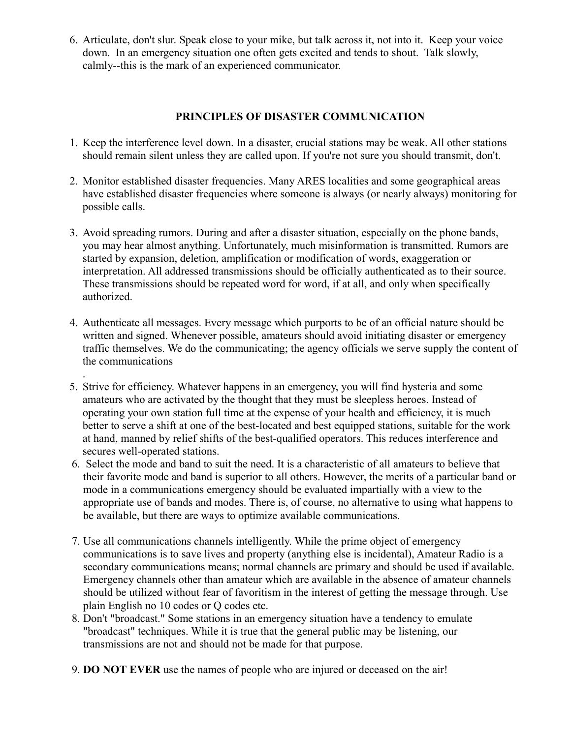6. Articulate, don't slur. Speak close to your mike, but talk across it, not into it. Keep your voice down. In an emergency situation one often gets excited and tends to shout. Talk slowly, calmly--this is the mark of an experienced communicator.

## PRINCIPLES OF DISASTER COMMUNICATION

1. Keep the interference level down. In a disaster, crucial stations may be weak. All other stations should remain silent unless they are called upon. If you're not sure you should transmit, don't.

2. Monitor established disaster frequencies. Many ARES localities and some geographical areas have established disaster frequencies where someone is always (or nearly always) monitoring for possible calls.

3. Avoid spreading rumors. During and after a disaster situation, especially on the phone bands, you may hear almost anything. Unfortunately, much misinformation is transmitted. Rumors are started by expansion, deletion, amplification or modification of words, exaggeration or interpretation. All addressed transmissions should be officially authenticated as to their source. These transmissions should be repeated word for word, if at all, and only when specifically authorized.

4. Authenticate all messages. Every message which purports to be of an official nature should be written and signed. Whenever possible, amateurs should avoid initiating disaster or emergency traffic themselves. We do the communicating; the agency officials we serve supply the content of the communications
.
5. Strive for efficiency. Whatever happens in an emergency, you will find hysteria and some amateurs who are activated by the thought that they must be sleepless heroes. Instead of operating your own station full time at the expense of your health and efficiency, it is much better to serve a shift at one of the best-located and best equipped stations, suitable for the work at hand, manned by relief shifts of the best-qualified operators. This reduces interference and secures well-operated stations.

6. Select the mode and band to suit the need. It is a characteristic of all amateurs to believe that their favorite mode and band is superior to all others. However, the merits of a particular band or mode in a communications emergency should be evaluated impartially with a view to the appropriate use of bands and modes. There is, of course, no alternative to using what happens to be available, but there are ways to optimize available communications.

7. Use all communications channels intelligently. While the prime object of emergency communications is to save lives and property (anything else is incidental), Amateur Radio is a secondary communications means; normal channels are primary and should be used if available. Emergency channels other than amateur which are available in the absence of amateur channels should be utilized without fear of favoritism in the interest of getting the message through. Use plain English no 10 codes or Q codes etc.

8. Don't "broadcast." Some stations in an emergency situation have a tendency to emulate "broadcast" techniques. While it is true that the general public may be listening, our transmissions are not and should not be made for that purpose.

9. **DO NOT EVER** use the names of people who are injured or deceased on the air!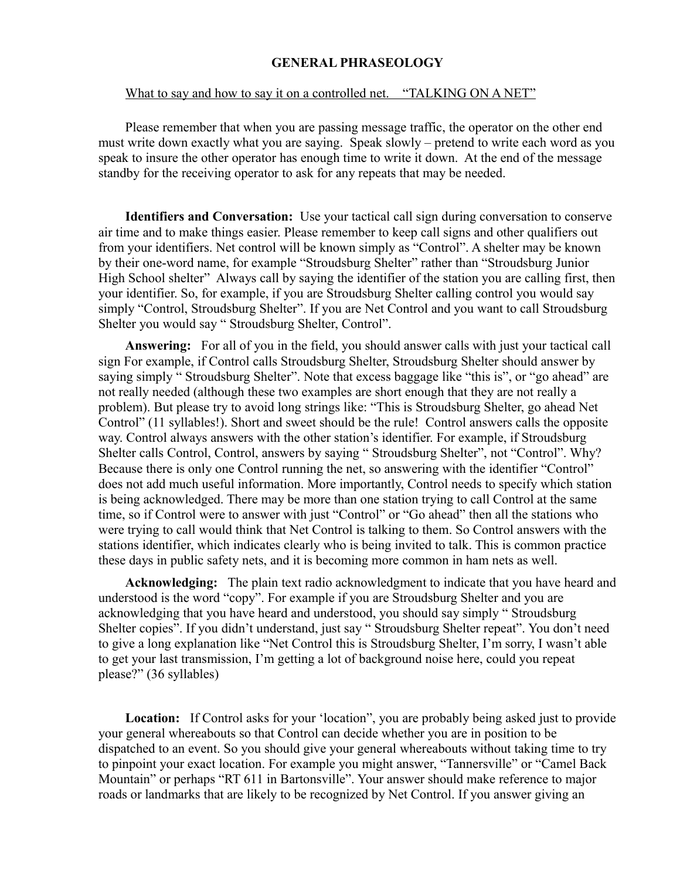## GENERAL PHRASEOLOGY

What to say and how to say it on a controlled net. "TALKING ON A NET"

Please remember that when you are passing message traffic, the operator on the other end must write down exactly what you are saying. Speak slowly – pretend to write each word as you speak to insure the other operator has enough time to write it down. At the end of the message standby for the receiving operator to ask for any repeats that may be needed.

**Identifiers and Conversation:** Use your tactical call sign during conversation to conserve air time and to make things easier. Please remember to keep call signs and other qualifiers out from your identifiers. Net control will be known simply as "Control". A shelter may be known by their one-word name, for example "Stroudsburg Shelter" rather than "Stroudsburg Junior High School shelter" Always call by saying the identifier of the station you are calling first, then your identifier. So, for example, if you are Stroudsburg Shelter calling control you would say simply "Control, Stroudsburg Shelter". If you are Net Control and you want to call Stroudsburg Shelter you would say " Stroudsburg Shelter, Control".

**Answering:** For all of you in the field, you should answer calls with just your tactical call sign For example, if Control calls Stroudsburg Shelter, Stroudsburg Shelter should answer by saying simply " Stroudsburg Shelter". Note that excess baggage like "this is", or "go ahead" are not really needed (although these two examples are short enough that they are not really a problem). But please try to avoid long strings like: "This is Stroudsburg Shelter, go ahead Net Control" (11 syllables!). Short and sweet should be the rule! Control answers calls the opposite way. Control always answers with the other station's identifier. For example, if Stroudsburg Shelter calls Control, Control, answers by saying " Stroudsburg Shelter", not "Control". Why? Because there is only one Control running the net, so answering with the identifier "Control" does not add much useful information. More importantly, Control needs to specify which station is being acknowledged. There may be more than one station trying to call Control at the same time, so if Control were to answer with just "Control" or "Go ahead" then all the stations who were trying to call would think that Net Control is talking to them. So Control answers with the stations identifier, which indicates clearly who is being invited to talk. This is common practice these days in public safety nets, and it is becoming more common in ham nets as well.

**Acknowledging:** The plain text radio acknowledgment to indicate that you have heard and understood is the word "copy". For example if you are Stroudsburg Shelter and you are acknowledging that you have heard and understood, you should say simply " Stroudsburg Shelter copies". If you didn't understand, just say " Stroudsburg Shelter repeat". You don't need to give a long explanation like "Net Control this is Stroudsburg Shelter, I'm sorry, I wasn't able to get your last transmission, I'm getting a lot of background noise here, could you repeat please?" (36 syllables)

**Location:** If Control asks for your 'location", you are probably being asked just to provide your general whereabouts so that Control can decide whether you are in position to be dispatched to an event. So you should give your general whereabouts without taking time to try to pinpoint your exact location. For example you might answer, "Tannersville" or "Camel Back Mountain" or perhaps "RT 611 in Bartonsville". Your answer should make reference to major roads or landmarks that are likely to be recognized by Net Control. If you answer giving an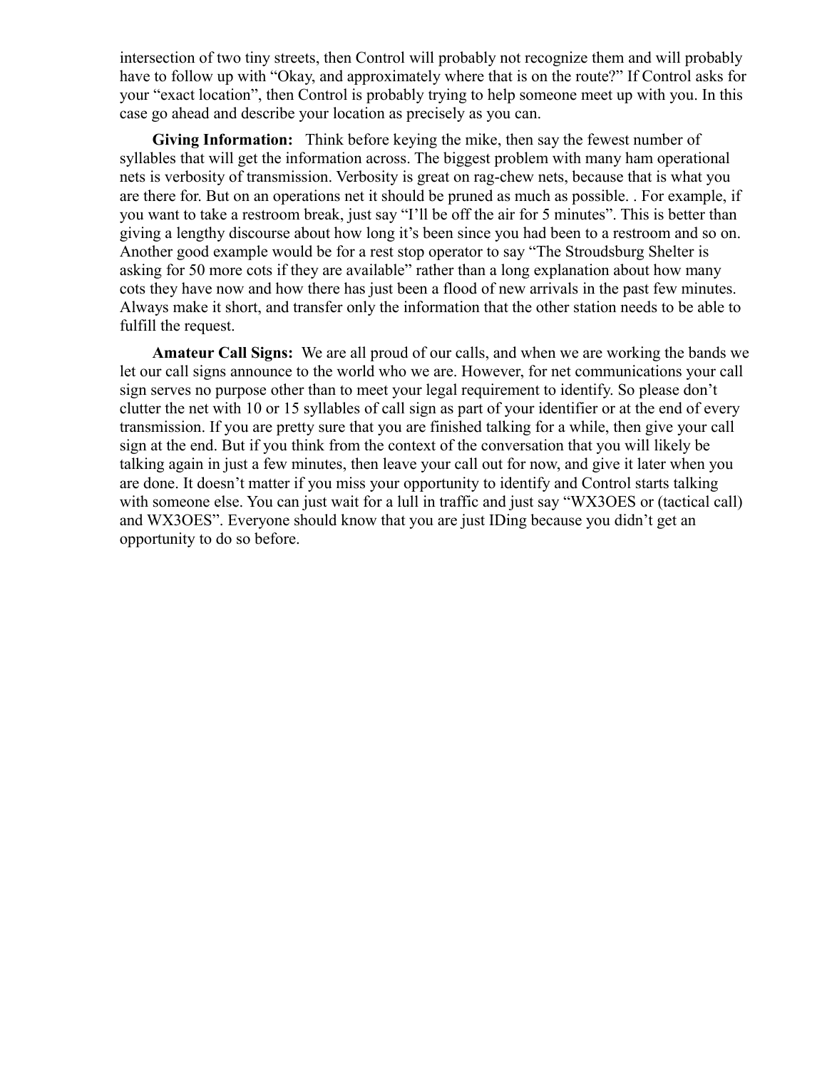intersection of two tiny streets, then Control will probably not recognize them and will probably have to follow up with "Okay, and approximately where that is on the route?" If Control asks for your "exact location", then Control is probably trying to help someone meet up with you. In this case go ahead and describe your location as precisely as you can.

**Giving Information:** Think before keying the mike, then say the fewest number of syllables that will get the information across. The biggest problem with many ham operational nets is verbosity of transmission. Verbosity is great on rag-chew nets, because that is what you are there for. But on an operations net it should be pruned as much as possible. . For example, if you want to take a restroom break, just say "I'll be off the air for 5 minutes". This is better than giving a lengthy discourse about how long it's been since you had been to a restroom and so on. Another good example would be for a rest stop operator to say "The Stroudsburg Shelter is asking for 50 more cots if they are available" rather than a long explanation about how many cots they have now and how there has just been a flood of new arrivals in the past few minutes. Always make it short, and transfer only the information that the other station needs to be able to fulfill the request.

**Amateur Call Signs:** We are all proud of our calls, and when we are working the bands we let our call signs announce to the world who we are. However, for net communications your call sign serves no purpose other than to meet your legal requirement to identify. So please don't clutter the net with 10 or 15 syllables of call sign as part of your identifier or at the end of every transmission. If you are pretty sure that you are finished talking for a while, then give your call sign at the end. But if you think from the context of the conversation that you will likely be talking again in just a few minutes, then leave your call out for now, and give it later when you are done. It doesn't matter if you miss your opportunity to identify and Control starts talking with someone else. You can just wait for a lull in traffic and just say "WX3OES or (tactical call) and WX3OES". Everyone should know that you are just IDing because you didn't get an opportunity to do so before.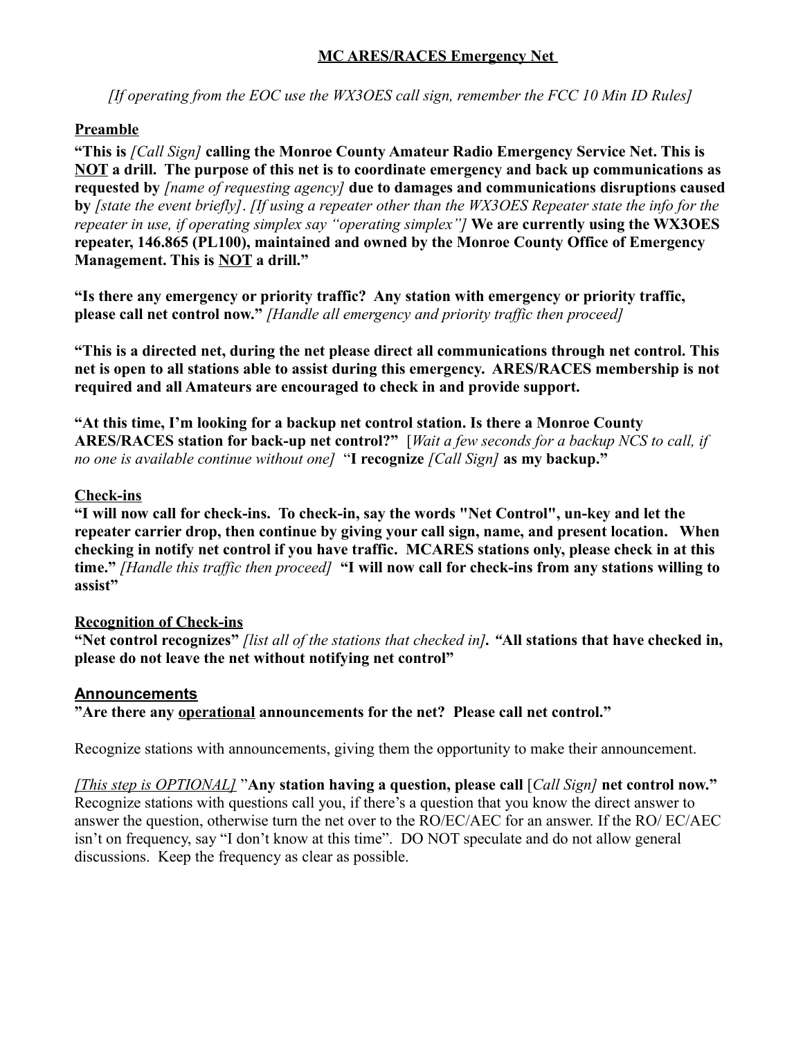## MC ARES/RACES Emergency Net

*[If operating from the EOC use the WX3OES call sign, remember the FCC 10 Min ID Rules]*

### Preamble

**"This is** *[Call Sign]* **calling the Monroe County Amateur Radio Emergency Service Net. This is NOT a drill. The purpose of this net is to coordinate emergency and back up communications as requested by** *[name of requesting agency]* **due to damages and communications disruptions caused by** *[state the event briefly]*. *[If using a repeater other than the WX3OES Repeater state the info for the repeater in use, if operating simplex say "operating simplex"]* **We are currently using the WX3OES repeater, 146.865 (PL100), maintained and owned by the Monroe County Office of Emergency Management. This is NOT a drill."**

**"Is there any emergency or priority traffic? Any station with emergency or priority traffic, please call net control now."** *[Handle all emergency and priority traffic then proceed]*

**"This is a directed net, during the net please direct all communications through net control. This net is open to all stations able to assist during this emergency. ARES/RACES membership is not required and all Amateurs are encouraged to check in and provide support.**

**"At this time, I'm looking for a backup net control station. Is there a Monroe County ARES/RACES station for back-up net control?"** [*Wait a few seconds for a backup NCS to call, if no one is available continue without one]* "**I recognize** *[Call Sign]* **as my backup."**

### Check-ins

**"I will now call for check-ins. To check-in, say the words "Net Control", un-key and let the repeater carrier drop, then continue by giving your call sign, name, and present location. When checking in notify net control if you have traffic. MCARES stations only, please check in at this time."** *[Handle this traffic then proceed]* **"I will now call for check-ins from any stations willing to assist"**

### Recognition of Check-ins

**"Net control recognizes"** *[list all of the stations that checked in]*. **"All stations that have checked in, please do not leave the net without notifying net control"**

### Announcements

**"Are there any operational announcements for the net? Please call net control."**

Recognize stations with announcements, giving them the opportunity to make their announcement.

*[This step is OPTIONAL]* "**Any station having a question, please call** [*Call Sign]* **net control now."** Recognize stations with questions call you, if there's a question that you know the direct answer to answer the question, otherwise turn the net over to the RO/EC/AEC for an answer. If the RO/ EC/AEC isn't on frequency, say "I don't know at this time". DO NOT speculate and do not allow general discussions. Keep the frequency as clear as possible.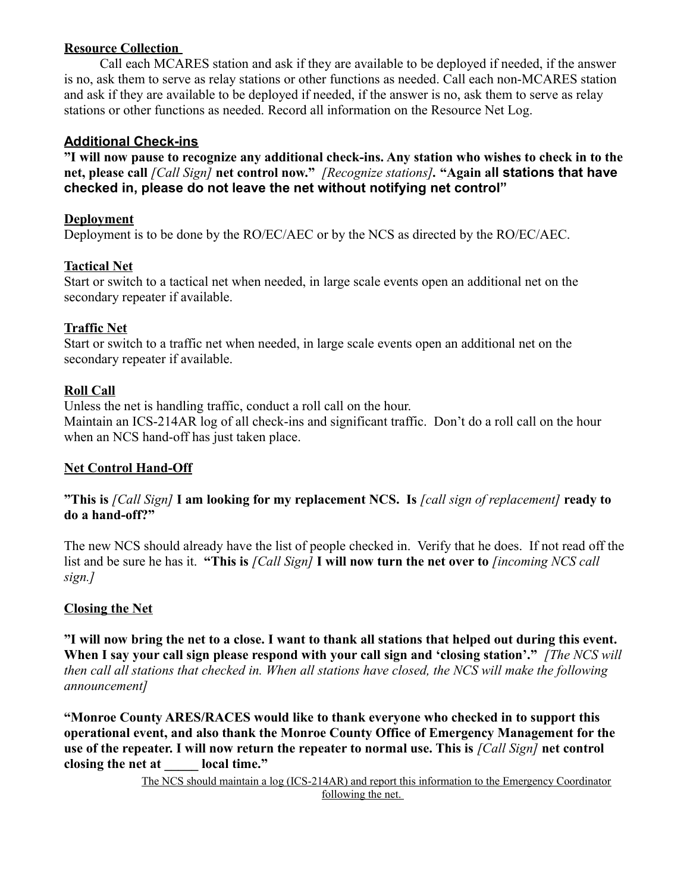**Resource Collection**

Call each MCARES station and ask if they are available to be deployed if needed, if the answer is no, ask them to serve as relay stations or other functions as needed. Call each non-MCARES station and ask if they are available to be deployed if needed, if the answer is no, ask them to serve as relay stations or other functions as needed. Record all information on the Resource Net Log.

**Additional Check-ins**

**"I will now pause to recognize any additional check-ins. Any station who wishes to check in to the net, please call** *[Call Sign]* **net control now."** *[Recognize stations]*. **"Again all stations that have checked in, please do not leave the net without notifying net control"**

**Deployment**

Deployment is to be done by the RO/EC/AEC or by the NCS as directed by the RO/EC/AEC.

**Tactical Net**

Start or switch to a tactical net when needed, in large scale events open an additional net on the secondary repeater if available.

**Traffic Net**

Start or switch to a traffic net when needed, in large scale events open an additional net on the secondary repeater if available.

**Roll Call**

Unless the net is handling traffic, conduct a roll call on the hour.
Maintain an ICS-214AR log of all check-ins and significant traffic. Don't do a roll call on the hour when an NCS hand-off has just taken place.

**Net Control Hand-Off**

**"This is** *[Call Sign]* **I am looking for my replacement NCS. Is** *[call sign of replacement]* **ready to do a hand-off?"**

The new NCS should already have the list of people checked in. Verify that he does. If not read off the list and be sure he has it. **"This is** *[Call Sign]* **I will now turn the net over to** *[incoming NCS call sign.]*

**Closing the Net**

**"I will now bring the net to a close. I want to thank all stations that helped out during this event. When I say your call sign please respond with your call sign and 'closing station'."** *[The NCS will then call all stations that checked in. When all stations have closed, the NCS will make the following announcement]*

**"Monroe County ARES/RACES would like to thank everyone who checked in to support this operational event, and also thank the Monroe County Office of Emergency Management for the use of the repeater. I will now return the repeater to normal use. This is** *[Call Sign]* **net control closing the net at _____ local time."**

The NCS should maintain a log (ICS-214AR) and report this information to the Emergency Coordinator following the net.